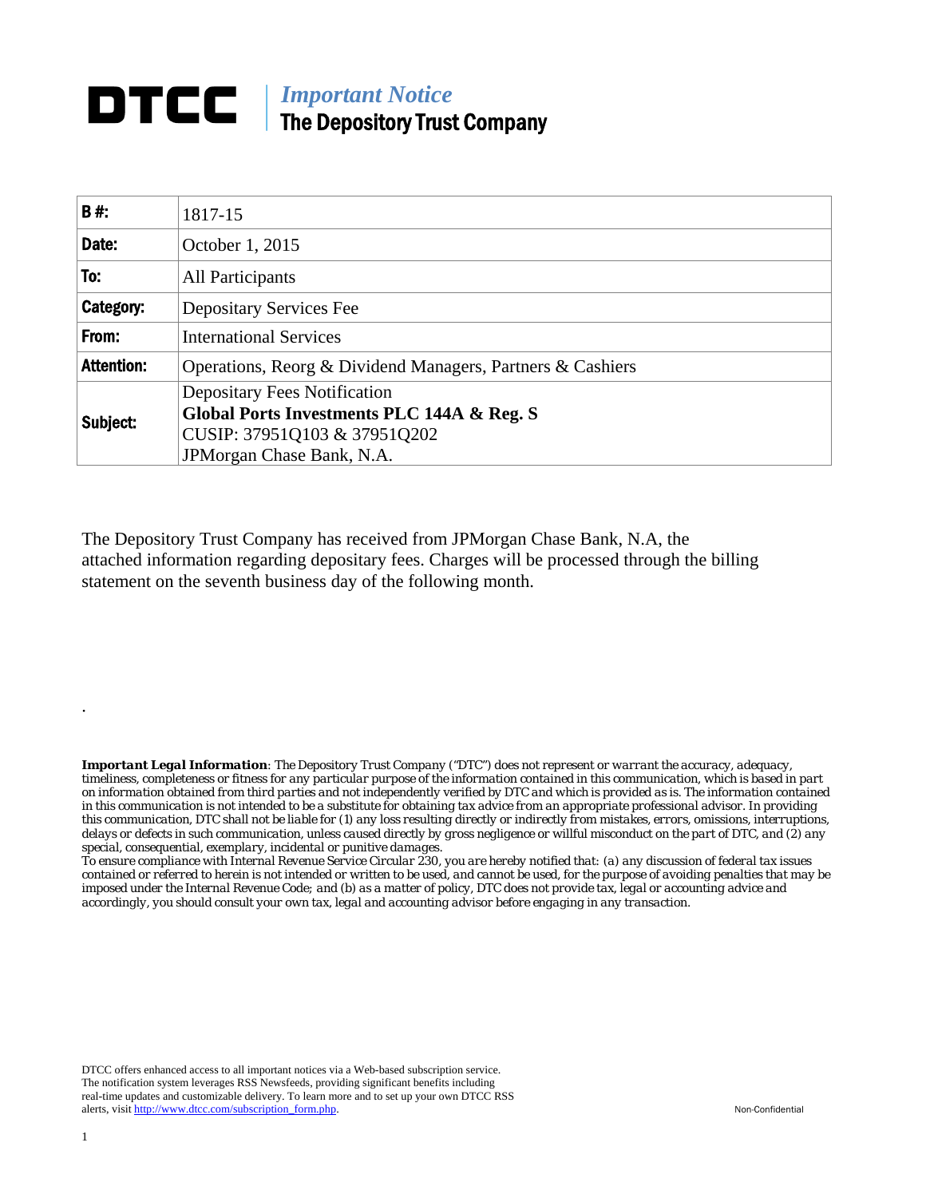# DTCC | *Important Notice*
## The Depository Trust Company

| | |
|---|---|
| **B #:** | 1817-15 |
| **Date:** | October 1, 2015 |
| **To:** | All Participants |
| **Category:** | Depositary Services Fee |
| **From:** | International Services |
| **Attention:** | Operations, Reorg & Dividend Managers, Partners & Cashiers |
| **Subject:** | Depositary Fees Notification<br>**Global Ports Investments PLC 144A & Reg. S**<br>CUSIP: 37951Q103 & 37951Q202<br>JPMorgan Chase Bank, N.A. |

The Depository Trust Company has received from JPMorgan Chase Bank, N.A, the attached information regarding depositary fees. Charges will be processed through the billing statement on the seventh business day of the following month.

.

***Important Legal Information**: The Depository Trust Company ("DTC") does not represent or warrant the accuracy, adequacy, timeliness, completeness or fitness for any particular purpose of the information contained in this communication, which is based in part on information obtained from third parties and not independently verified by DTC and which is provided as is. The information contained in this communication is not intended to be a substitute for obtaining tax advice from an appropriate professional advisor. In providing this communication, DTC shall not be liable for (1) any loss resulting directly or indirectly from mistakes, errors, omissions, interruptions, delays or defects in such communication, unless caused directly by gross negligence or willful misconduct on the part of DTC, and (2) any special, consequential, exemplary, incidental or punitive damages.*
*To ensure compliance with Internal Revenue Service Circular 230, you are hereby notified that: (a) any discussion of federal tax issues contained or referred to herein is not intended or written to be used, and cannot be used, for the purpose of avoiding penalties that may be imposed under the Internal Revenue Code; and (b) as a matter of policy, DTC does not provide tax, legal or accounting advice and accordingly, you should consult your own tax, legal and accounting advisor before engaging in any transaction.*

DTCC offers enhanced access to all important notices via a Web-based subscription service. The notification system leverages RSS Newsfeeds, providing significant benefits including real-time updates and customizable delivery. To learn more and to set up your own DTCC RSS alerts, visit http://www.dtcc.com/subscription_form.php.

Non-Confidential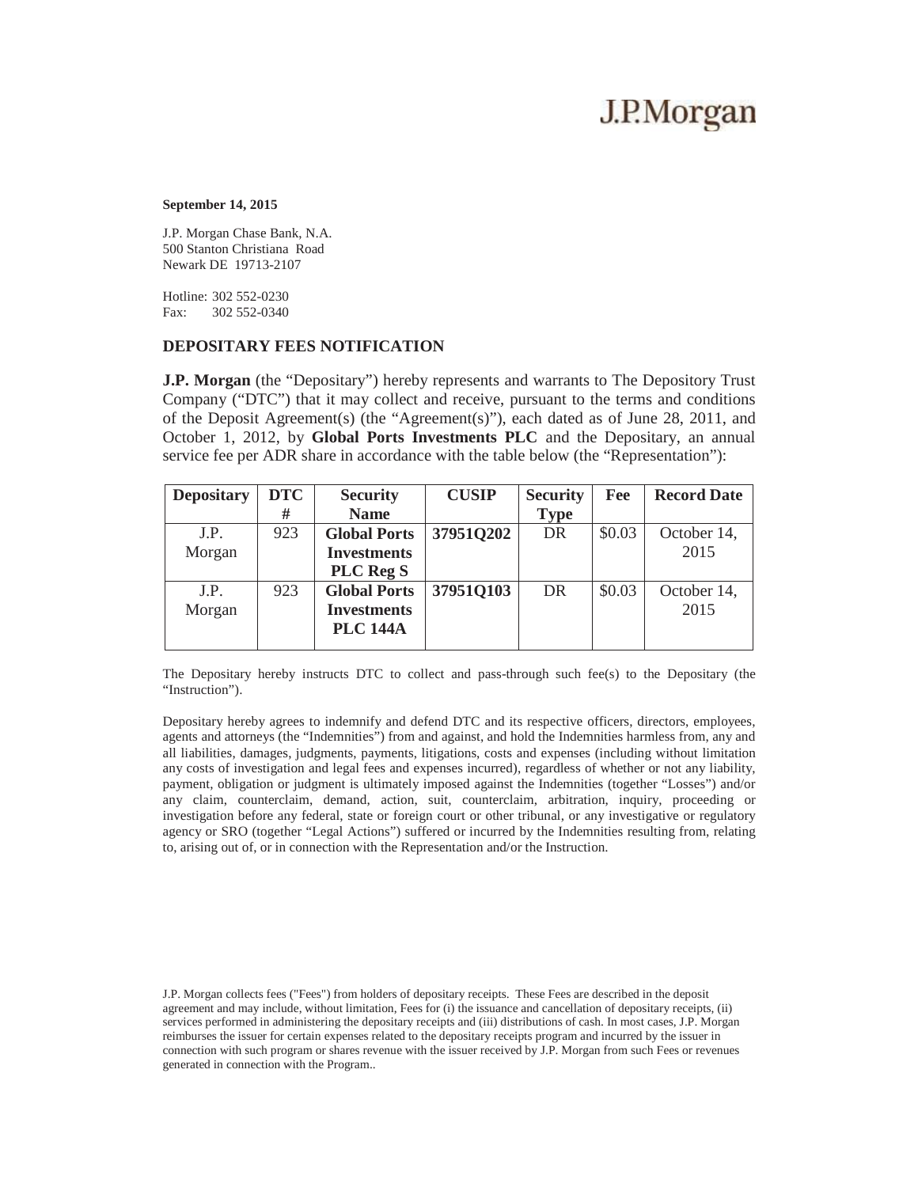J.P.Morgan

**September 14, 2015**

J.P. Morgan Chase Bank, N.A.
500 Stanton Christiana Road
Newark DE 19713-2107

Hotline: 302 552-0230
Fax: 302 552-0340

## DEPOSITARY FEES NOTIFICATION

**J.P. Morgan** (the "Depositary") hereby represents and warrants to The Depository Trust Company ("DTC") that it may collect and receive, pursuant to the terms and conditions of the Deposit Agreement(s) (the "Agreement(s)"), each dated as of June 28, 2011, and October 1, 2012, by **Global Ports Investments PLC** and the Depositary, an annual service fee per ADR share in accordance with the table below (the "Representation"):

| Depositary | DTC # | Security Name | CUSIP | Security Type | Fee | Record Date |
|---|---|---|---|---|---|---|
| J.P. Morgan | 923 | **Global Ports Investments PLC Reg S** | **37951Q202** | DR | $0.03 | October 14, 2015 |
| J.P. Morgan | 923 | **Global Ports Investments PLC 144A** | **37951Q103** | DR | $0.03 | October 14, 2015 |

The Depositary hereby instructs DTC to collect and pass-through such fee(s) to the Depositary (the "Instruction").

Depositary hereby agrees to indemnify and defend DTC and its respective officers, directors, employees, agents and attorneys (the "Indemnities") from and against, and hold the Indemnities harmless from, any and all liabilities, damages, judgments, payments, litigations, costs and expenses (including without limitation any costs of investigation and legal fees and expenses incurred), regardless of whether or not any liability, payment, obligation or judgment is ultimately imposed against the Indemnities (together "Losses") and/or any claim, counterclaim, demand, action, suit, counterclaim, arbitration, inquiry, proceeding or investigation before any federal, state or foreign court or other tribunal, or any investigative or regulatory agency or SRO (together "Legal Actions") suffered or incurred by the Indemnities resulting from, relating to, arising out of, or in connection with the Representation and/or the Instruction.

J.P. Morgan collects fees ("Fees") from holders of depositary receipts. These Fees are described in the deposit agreement and may include, without limitation, Fees for (i) the issuance and cancellation of depositary receipts, (ii) services performed in administering the depositary receipts and (iii) distributions of cash. In most cases, J.P. Morgan reimburses the issuer for certain expenses related to the depositary receipts program and incurred by the issuer in connection with such program or shares revenue with the issuer received by J.P. Morgan from such Fees or revenues generated in connection with the Program..